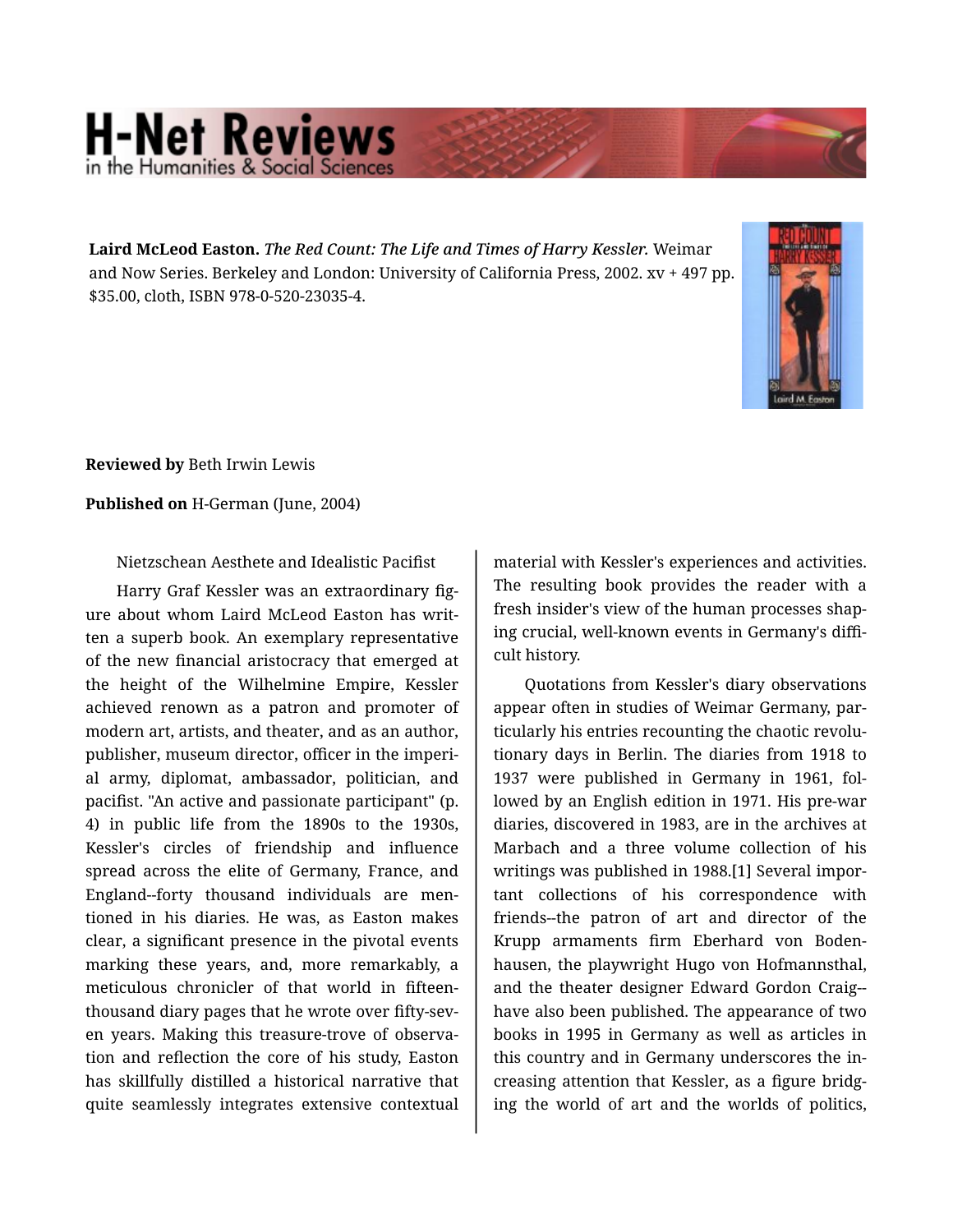**Laird McLeod Easton.** ***The Red Count: The Life and Times of Harry Kessler.*** Weimar and Now Series. Berkeley and London: University of California Press, 2002. xv + 497 pp. $35.00, cloth, ISBN 978-0-520-23035-4.

**Reviewed by** Beth Irwin Lewis

**Published on** H-German (June, 2004)

Nietzschean Aesthete and Idealistic Pacifist

Harry Graf Kessler was an extraordinary figure about whom Laird McLeod Easton has written a superb book. An exemplary representative of the new financial aristocracy that emerged at the height of the Wilhelmine Empire, Kessler achieved renown as a patron and promoter of modern art, artists, and theater, and as an author, publisher, museum director, officer in the imperial army, diplomat, ambassador, politician, and pacifist. "An active and passionate participant" (p. 4) in public life from the 1890s to the 1930s, Kessler's circles of friendship and influence spread across the elite of Germany, France, and England--forty thousand individuals are mentioned in his diaries. He was, as Easton makes clear, a significant presence in the pivotal events marking these years, and, more remarkably, a meticulous chronicler of that world in fifteen-thousand diary pages that he wrote over fifty-seven years. Making this treasure-trove of observation and reflection the core of his study, Easton has skillfully distilled a historical narrative that quite seamlessly integrates extensive contextual material with Kessler's experiences and activities. The resulting book provides the reader with a fresh insider's view of the human processes shaping crucial, well-known events in Germany's difficult history.

Quotations from Kessler's diary observations appear often in studies of Weimar Germany, particularly his entries recounting the chaotic revolutionary days in Berlin. The diaries from 1918 to 1937 were published in Germany in 1961, followed by an English edition in 1971. His pre-war diaries, discovered in 1983, are in the archives at Marbach and a three volume collection of his writings was published in 1988.[1] Several important collections of his correspondence with friends--the patron of art and director of the Krupp armaments firm Eberhard von Bodenhausen, the playwright Hugo von Hofmannsthal, and the theater designer Edward Gordon Craig--have also been published. The appearance of two books in 1995 in Germany as well as articles in this country and in Germany underscores the increasing attention that Kessler, as a figure bridging the world of art and the worlds of politics,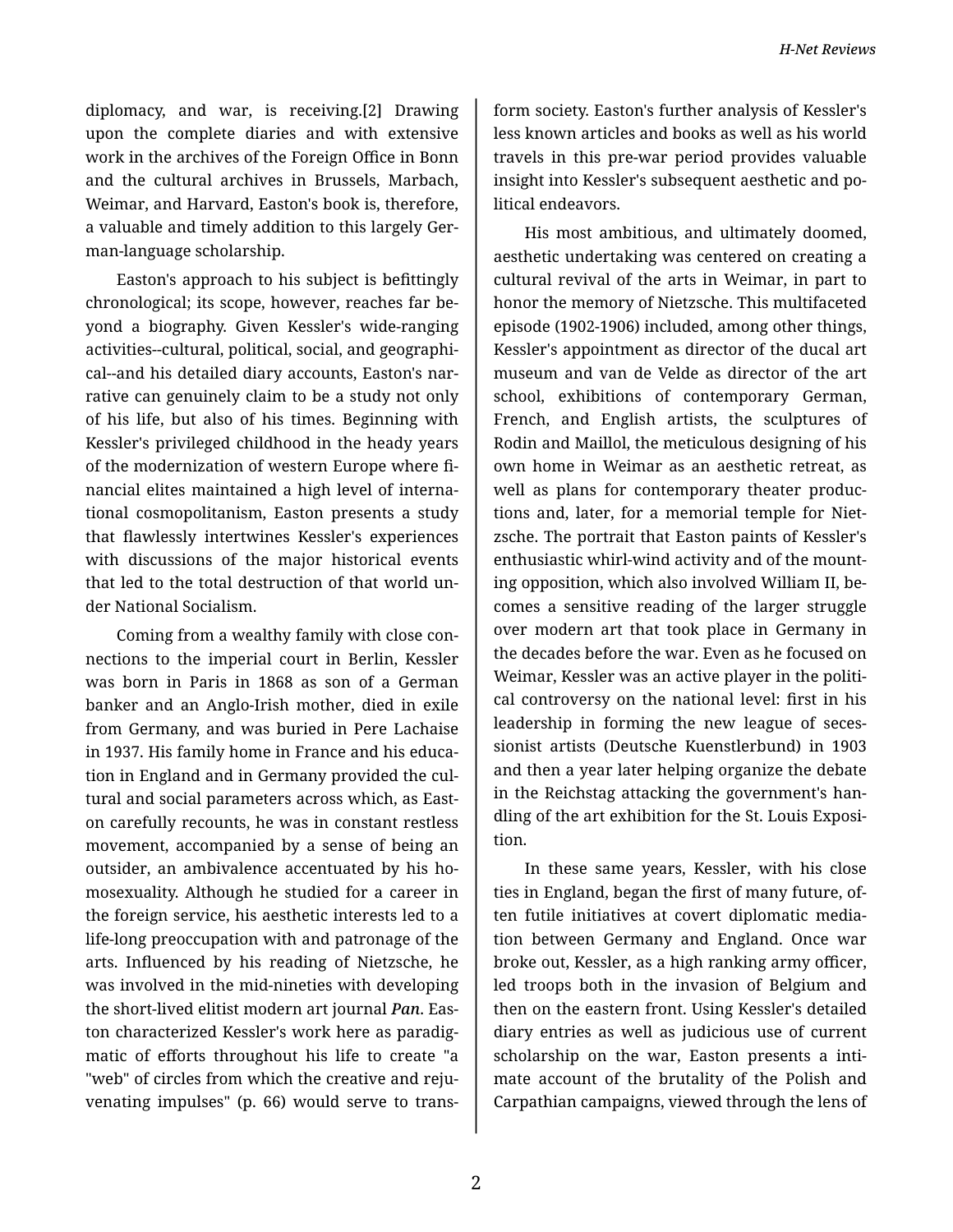diplomacy, and war, is receiving.[2] Drawing upon the complete diaries and with extensive work in the archives of the Foreign Office in Bonn and the cultural archives in Brussels, Marbach, Weimar, and Harvard, Easton's book is, therefore, a valuable and timely addition to this largely German-language scholarship.

Easton's approach to his subject is befittingly chronological; its scope, however, reaches far beyond a biography. Given Kessler's wide-ranging activities--cultural, political, social, and geographical--and his detailed diary accounts, Easton's narrative can genuinely claim to be a study not only of his life, but also of his times. Beginning with Kessler's privileged childhood in the heady years of the modernization of western Europe where financial elites maintained a high level of international cosmopolitanism, Easton presents a study that flawlessly intertwines Kessler's experiences with discussions of the major historical events that led to the total destruction of that world under National Socialism.

Coming from a wealthy family with close connections to the imperial court in Berlin, Kessler was born in Paris in 1868 as son of a German banker and an Anglo-Irish mother, died in exile from Germany, and was buried in Pere Lachaise in 1937. His family home in France and his education in England and in Germany provided the cultural and social parameters across which, as Easton carefully recounts, he was in constant restless movement, accompanied by a sense of being an outsider, an ambivalence accentuated by his homosexuality. Although he studied for a career in the foreign service, his aesthetic interests led to a life-long preoccupation with and patronage of the arts. Influenced by his reading of Nietzsche, he was involved in the mid-nineties with developing the short-lived elitist modern art journal *Pan*. Easton characterized Kessler's work here as paradigmatic of efforts throughout his life to create "a "web" of circles from which the creative and rejuvenating impulses" (p. 66) would serve to transform society. Easton's further analysis of Kessler's less known articles and books as well as his world travels in this pre-war period provides valuable insight into Kessler's subsequent aesthetic and political endeavors.

His most ambitious, and ultimately doomed, aesthetic undertaking was centered on creating a cultural revival of the arts in Weimar, in part to honor the memory of Nietzsche. This multifaceted episode (1902-1906) included, among other things, Kessler's appointment as director of the ducal art museum and van de Velde as director of the art school, exhibitions of contemporary German, French, and English artists, the sculptures of Rodin and Maillol, the meticulous designing of his own home in Weimar as an aesthetic retreat, as well as plans for contemporary theater productions and, later, for a memorial temple for Nietzsche. The portrait that Easton paints of Kessler's enthusiastic whirl-wind activity and of the mounting opposition, which also involved William II, becomes a sensitive reading of the larger struggle over modern art that took place in Germany in the decades before the war. Even as he focused on Weimar, Kessler was an active player in the political controversy on the national level: first in his leadership in forming the new league of secessionist artists (Deutsche Kuenstlerbund) in 1903 and then a year later helping organize the debate in the Reichstag attacking the government's handling of the art exhibition for the St. Louis Exposition.

In these same years, Kessler, with his close ties in England, began the first of many future, often futile initiatives at covert diplomatic mediation between Germany and England. Once war broke out, Kessler, as a high ranking army officer, led troops both in the invasion of Belgium and then on the eastern front. Using Kessler's detailed diary entries as well as judicious use of current scholarship on the war, Easton presents a intimate account of the brutality of the Polish and Carpathian campaigns, viewed through the lens of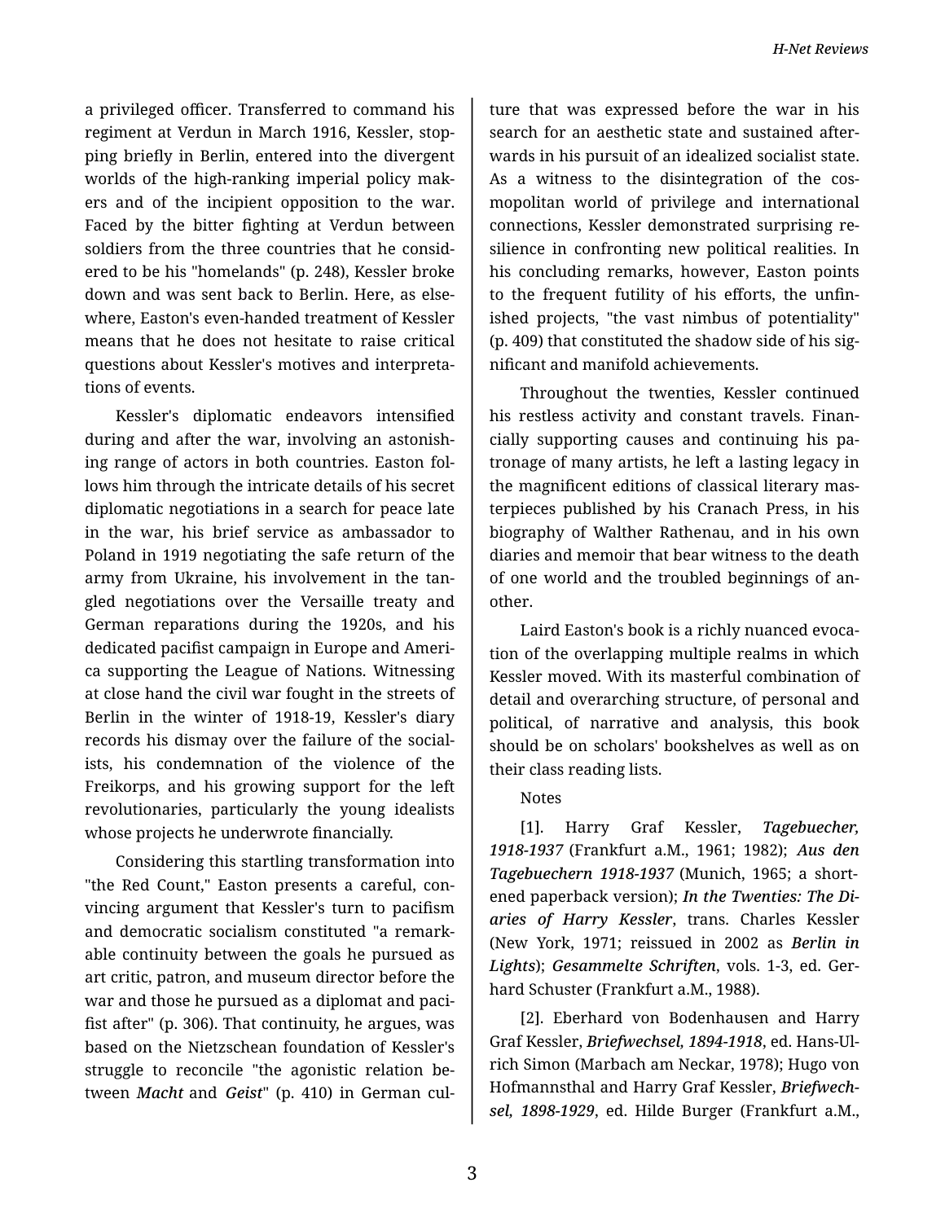a privileged officer. Transferred to command his regiment at Verdun in March 1916, Kessler, stopping briefly in Berlin, entered into the divergent worlds of the high-ranking imperial policy makers and of the incipient opposition to the war. Faced by the bitter fighting at Verdun between soldiers from the three countries that he considered to be his "homelands" (p. 248), Kessler broke down and was sent back to Berlin. Here, as elsewhere, Easton's even-handed treatment of Kessler means that he does not hesitate to raise critical questions about Kessler's motives and interpretations of events.

Kessler's diplomatic endeavors intensified during and after the war, involving an astonishing range of actors in both countries. Easton follows him through the intricate details of his secret diplomatic negotiations in a search for peace late in the war, his brief service as ambassador to Poland in 1919 negotiating the safe return of the army from Ukraine, his involvement in the tangled negotiations over the Versaille treaty and German reparations during the 1920s, and his dedicated pacifist campaign in Europe and America supporting the League of Nations. Witnessing at close hand the civil war fought in the streets of Berlin in the winter of 1918-19, Kessler's diary records his dismay over the failure of the socialists, his condemnation of the violence of the Freikorps, and his growing support for the left revolutionaries, particularly the young idealists whose projects he underwrote financially.

Considering this startling transformation into "the Red Count," Easton presents a careful, convincing argument that Kessler's turn to pacifism and democratic socialism constituted "a remarkable continuity between the goals he pursued as art critic, patron, and museum director before the war and those he pursued as a diplomat and pacifist after" (p. 306). That continuity, he argues, was based on the Nietzschean foundation of Kessler's struggle to reconcile "the agonistic relation between *Macht* and *Geist*" (p. 410) in German culture that was expressed before the war in his search for an aesthetic state and sustained afterwards in his pursuit of an idealized socialist state. As a witness to the disintegration of the cosmopolitan world of privilege and international connections, Kessler demonstrated surprising resilience in confronting new political realities. In his concluding remarks, however, Easton points to the frequent futility of his efforts, the unfinished projects, "the vast nimbus of potentiality" (p. 409) that constituted the shadow side of his significant and manifold achievements.

Throughout the twenties, Kessler continued his restless activity and constant travels. Financially supporting causes and continuing his patronage of many artists, he left a lasting legacy in the magnificent editions of classical literary masterpieces published by his Cranach Press, in his biography of Walther Rathenau, and in his own diaries and memoir that bear witness to the death of one world and the troubled beginnings of another.

Laird Easton's book is a richly nuanced evocation of the overlapping multiple realms in which Kessler moved. With its masterful combination of detail and overarching structure, of personal and political, of narrative and analysis, this book should be on scholars' bookshelves as well as on their class reading lists.

Notes

[1]. Harry Graf Kessler, ***Tagebuecher, 1918-1937*** (Frankfurt a.M., 1961; 1982); ***Aus den Tagebuechern 1918-1937*** (Munich, 1965; a shortened paperback version); ***In the Twenties: The Diaries of Harry Kessler***, trans. Charles Kessler (New York, 1971; reissued in 2002 as ***Berlin in Lights***); ***Gesammelte Schriften***, vols. 1-3, ed. Gerhard Schuster (Frankfurt a.M., 1988).

[2]. Eberhard von Bodenhausen and Harry Graf Kessler, ***Briefwechsel, 1894-1918***, ed. Hans-Ulrich Simon (Marbach am Neckar, 1978); Hugo von Hofmannsthal and Harry Graf Kessler, ***Briefwechsel, 1898-1929***, ed. Hilde Burger (Frankfurt a.M.,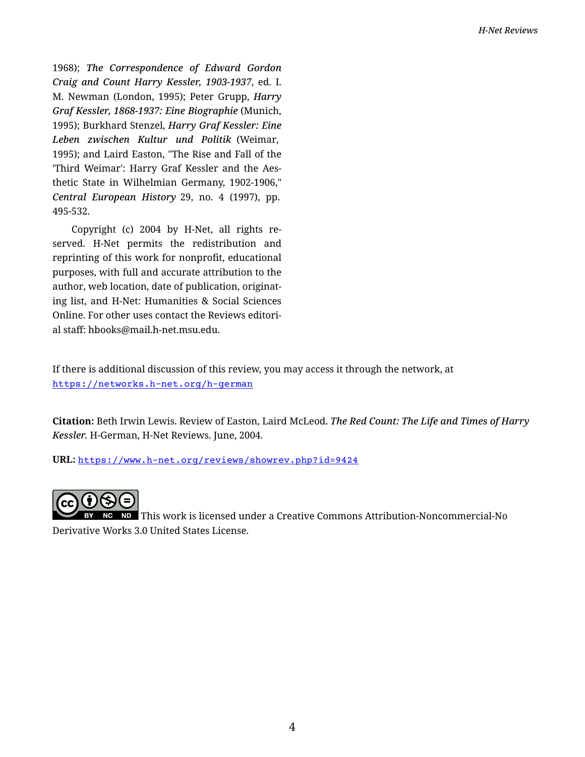1968); ***The Correspondence of Edward Gordon Craig and Count Harry Kessler, 1903-1937***, ed. I. M. Newman (London, 1995); Peter Grupp, ***Harry Graf Kessler, 1868-1937: Eine Biographie*** (Munich, 1995); Burkhard Stenzel, ***Harry Graf Kessler: Eine Leben zwischen Kultur und Politik*** (Weimar, 1995); and Laird Easton, "The Rise and Fall of the 'Third Weimar': Harry Graf Kessler and the Aesthetic State in Wilhelmian Germany, 1902-1906," ***Central European History*** 29, no. 4 (1997), pp. 495-532.

Copyright (c) 2004 by H-Net, all rights reserved. H-Net permits the redistribution and reprinting of this work for nonprofit, educational purposes, with full and accurate attribution to the author, web location, date of publication, originating list, and H-Net: Humanities & Social Sciences Online. For other uses contact the Reviews editorial staff: hbooks@mail.h-net.msu.edu.

If there is additional discussion of this review, you may access it through the network, at https://networks.h-net.org/h-german

**Citation:** Beth Irwin Lewis. Review of Easton, Laird McLeod. ***The Red Count: The Life and Times of Harry Kessler.*** H-German, H-Net Reviews. June, 2004.

**URL:** https://www.h-net.org/reviews/showrev.php?id=9424

This work is licensed under a Creative Commons Attribution-Noncommercial-No Derivative Works 3.0 United States License.